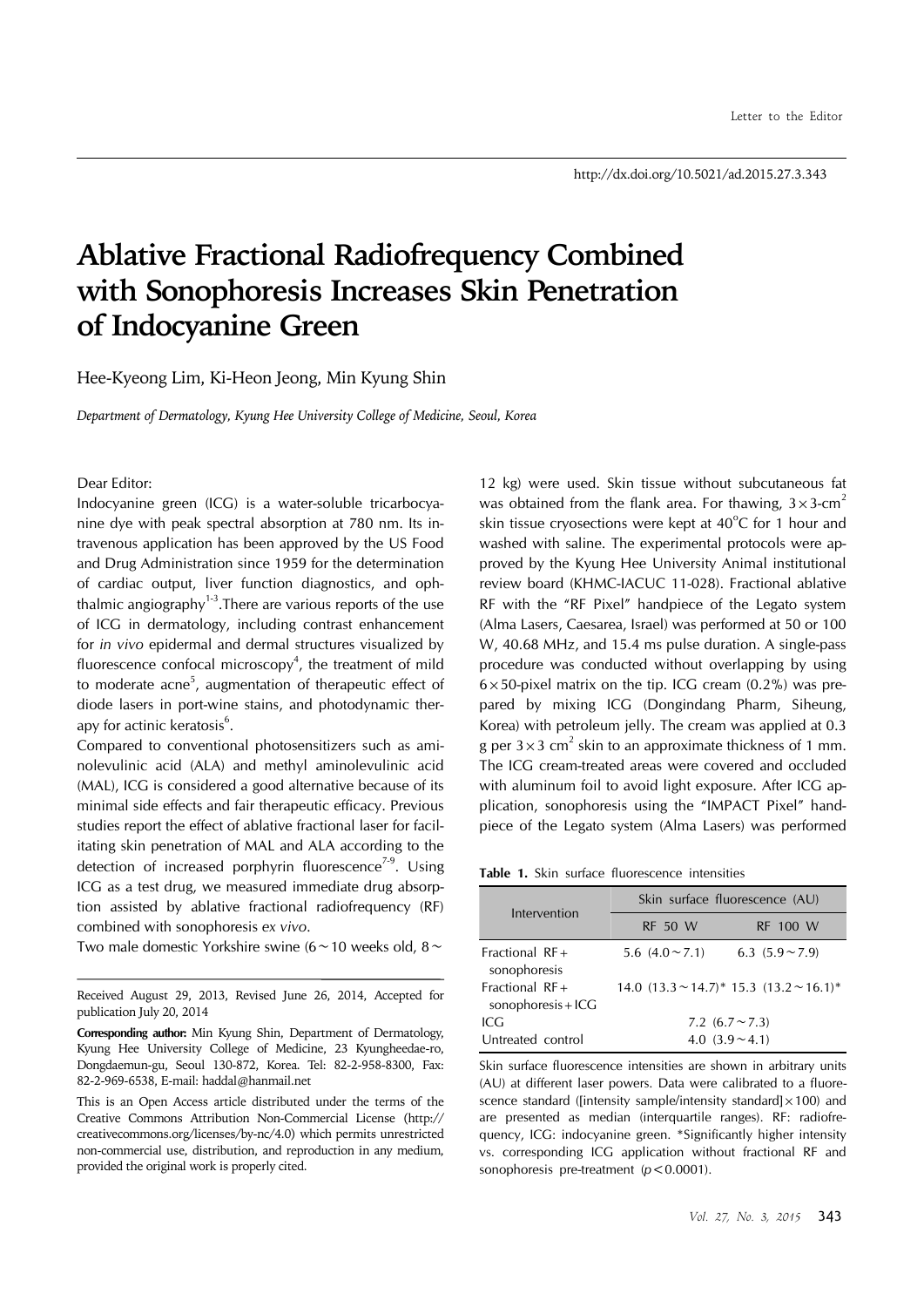http://dx.doi.org/10.5021/ad.2015.27.3.343

# Ablative Fractional Radiofrequency Combined with Sonophoresis Increases Skin Penetration of Indocyanine Green

Hee-Kyeong Lim, Ki-Heon Jeong, Min Kyung Shin

*Department of Dermatology, Kyung Hee University College of Medicine, Seoul, Korea*

Dear Editor:

Indocyanine green (ICG) is a water-soluble tricarbocyanine dye with peak spectral absorption at 780 nm. Its intravenous application has been approved by the US Food and Drug Administration since 1959 for the determination of cardiac output, liver function diagnostics, and ophthalmic angiography[1-3]. There are various reports of the use of ICG in dermatology, including contrast enhancement for *in vivo* epidermal and dermal structures visualized by fluorescence confocal microscopy[4], the treatment of mild to moderate acne[5], augmentation of therapeutic effect of diode lasers in port-wine stains, and photodynamic therapy for actinic keratosis[6].

Compared to conventional photosensitizers such as aminolevulinic acid (ALA) and methyl aminolevulinic acid (MAL), ICG is considered a good alternative because of its minimal side effects and fair therapeutic efficacy. Previous studies report the effect of ablative fractional laser for facilitating skin penetration of MAL and ALA according to the detection of increased porphyrin fluorescence[7-9]. Using ICG as a test drug, we measured immediate drug absorption assisted by ablative fractional radiofrequency (RF) combined with sonophoresis *ex vivo*.

Two male domestic Yorkshire swine (6~10 weeks old, 8~12 kg) were used. Skin tissue without subcutaneous fat was obtained from the flank area. For thawing, $3\times3$-cm$^2$ skin tissue cryosections were kept at 40°C for 1 hour and washed with saline. The experimental protocols were approved by the Kyung Hee University Animal institutional review board (KHMC-IACUC 11-028). Fractional ablative RF with the "RF Pixel" handpiece of the Legato system (Alma Lasers, Caesarea, Israel) was performed at 50 or 100 W, 40.68 MHz, and 15.4 ms pulse duration. A single-pass procedure was conducted without overlapping by using $6\times50$-pixel matrix on the tip. ICG cream (0.2%) was prepared by mixing ICG (Dongindang Pharm, Siheung, Korea) with petroleum jelly. The cream was applied at 0.3 g per $3\times3$ cm$^2$ skin to an approximate thickness of 1 mm. The ICG cream-treated areas were covered and occluded with aluminum foil to avoid light exposure. After ICG application, sonophoresis using the "IMPACT Pixel" handpiece of the Legato system (Alma Lasers) was performed

**Table 1.** Skin surface fluorescence intensities

| Intervention | Skin surface fluorescence (AU) | |
|---|---|---|
| | RF 50 W | RF 100 W |
| Fractional RF+ sonophoresis | 5.6 (4.0~7.1) | 6.3 (5.9~7.9) |
| Fractional RF+ sonophoresis+ICG | 14.0 (13.3~14.7)* | 15.3 (13.2~16.1)* |
| ICG | 7.2 (6.7~7.3) | |
| Untreated control | 4.0 (3.9~4.1) | |

Skin surface fluorescence intensities are shown in arbitrary units (AU) at different laser powers. Data were calibrated to a fluorescence standard ([intensity sample/intensity standard]×100) and are presented as median (interquartile ranges). RF: radiofrequency, ICG: indocyanine green. *Significantly higher intensity vs. corresponding ICG application without fractional RF and sonophoresis pre-treatment ($p<0.0001$).

Received August 29, 2013, Revised June 26, 2014, Accepted for publication July 20, 2014

**Corresponding author:** Min Kyung Shin, Department of Dermatology, Kyung Hee University College of Medicine, 23 Kyungheedae-ro, Dongdaemun-gu, Seoul 130-872, Korea. Tel: 82-2-958-8300, Fax: 82-2-969-6538, E-mail: haddal@hanmail.net

This is an Open Access article distributed under the terms of the Creative Commons Attribution Non-Commercial License (http://creativecommons.org/licenses/by-nc/4.0) which permits unrestricted non-commercial use, distribution, and reproduction in any medium, provided the original work is properly cited.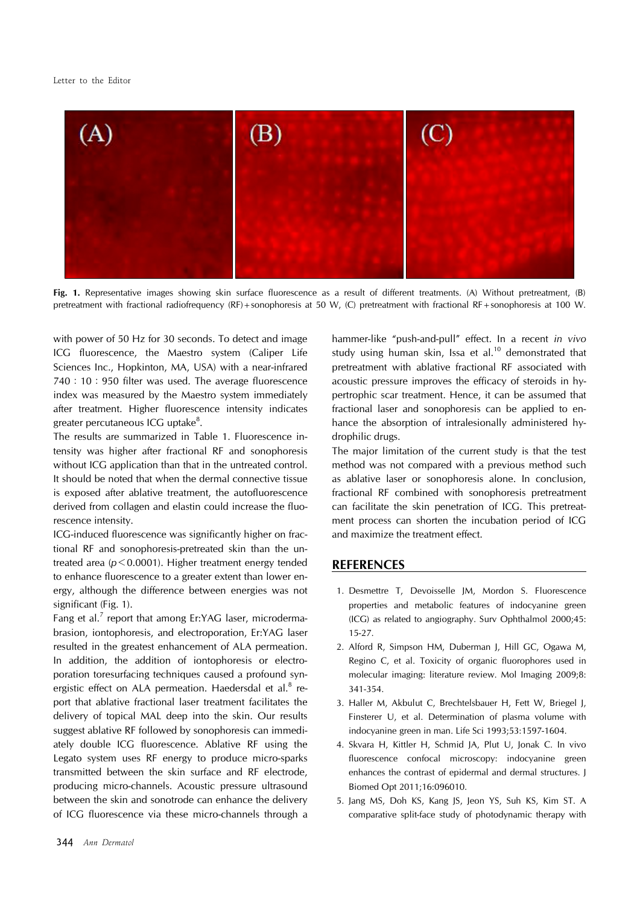Fig. 1. Representative images showing skin surface fluorescence as a result of different treatments. (A) Without pretreatment, (B) pretreatment with fractional radiofrequency (RF)+sonophoresis at 50 W, (C) pretreatment with fractional RF+sonophoresis at 100 W.

with power of 50 Hz for 30 seconds. To detect and image ICG fluorescence, the Maestro system (Caliper Life Sciences Inc., Hopkinton, MA, USA) with a near-infrared 740 : 10 : 950 filter was used. The average fluorescence index was measured by the Maestro system immediately after treatment. Higher fluorescence intensity indicates greater percutaneous ICG uptake[8].

The results are summarized in Table 1. Fluorescence intensity was higher after fractional RF and sonophoresis without ICG application than that in the untreated control. It should be noted that when the dermal connective tissue is exposed after ablative treatment, the autofluorescence derived from collagen and elastin could increase the fluorescence intensity.

ICG-induced fluorescence was significantly higher on fractional RF and sonophoresis-pretreated skin than the untreated area ($p<0.0001$). Higher treatment energy tended to enhance fluorescence to a greater extent than lower energy, although the difference between energies was not significant (Fig. 1).

Fang et al.[7] report that among Er:YAG laser, microdermabrasion, iontophoresis, and electroporation, Er:YAG laser resulted in the greatest enhancement of ALA permeation. In addition, the addition of iontophoresis or electroporation toresurfacing techniques caused a profound synergistic effect on ALA permeation. Haedersdal et al.[8] report that ablative fractional laser treatment facilitates the delivery of topical MAL deep into the skin. Our results suggest ablative RF followed by sonophoresis can immediately double ICG fluorescence. Ablative RF using the Legato system uses RF energy to produce micro-sparks transmitted between the skin surface and RF electrode, producing micro-channels. Acoustic pressure ultrasound between the skin and sonotrode can enhance the delivery of ICG fluorescence via these micro-channels through a hammer-like "push-and-pull" effect. In a recent *in vivo* study using human skin, Issa et al.[10] demonstrated that pretreatment with ablative fractional RF associated with acoustic pressure improves the efficacy of steroids in hypertrophic scar treatment. Hence, it can be assumed that fractional laser and sonophoresis can be applied to enhance the absorption of intralesionally administered hydrophilic drugs.

The major limitation of the current study is that the test method was not compared with a previous method such as ablative laser or sonophoresis alone. In conclusion, fractional RF combined with sonophoresis pretreatment can facilitate the skin penetration of ICG. This pretreatment process can shorten the incubation period of ICG and maximize the treatment effect.

## REFERENCES

1. Desmettre T, Devoisselle JM, Mordon S. Fluorescence properties and metabolic features of indocyanine green (ICG) as related to angiography. Surv Ophthalmol 2000;45: 15-27.
2. Alford R, Simpson HM, Duberman J, Hill GC, Ogawa M, Regino C, et al. Toxicity of organic fluorophores used in molecular imaging: literature review. Mol Imaging 2009;8: 341-354.
3. Haller M, Akbulut C, Brechtelsbauer H, Fett W, Briegel J, Finsterer U, et al. Determination of plasma volume with indocyanine green in man. Life Sci 1993;53:1597-1604.
4. Skvara H, Kittler H, Schmid JA, Plut U, Jonak C. In vivo fluorescence confocal microscopy: indocyanine green enhances the contrast of epidermal and dermal structures. J Biomed Opt 2011;16:096010.
5. Jang MS, Doh KS, Kang JS, Jeon YS, Suh KS, Kim ST. A comparative split-face study of photodynamic therapy with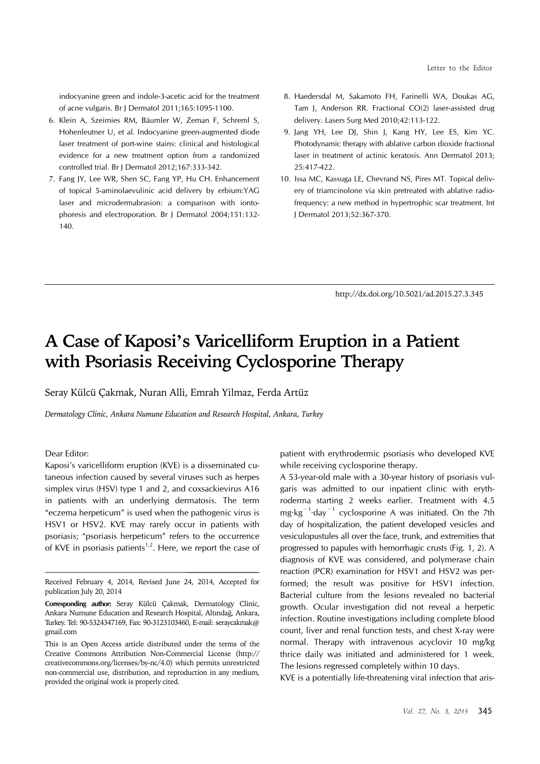indocyanine green and indole-3-acetic acid for the treatment of acne vulgaris. Br J Dermatol 2011;165:1095-1100.

6. Klein A, Szeimies RM, Bäumler W, Zeman F, Schreml S, Hohenleutner U, et al. Indocyanine green-augmented diode laser treatment of port-wine stains: clinical and histological evidence for a new treatment option from a randomized controlled trial. Br J Dermatol 2012;167:333-342.
7. Fang JY, Lee WR, Shen SC, Fang YP, Hu CH. Enhancement of topical 5-aminolaevulinic acid delivery by erbium:YAG laser and microdermabrasion: a comparison with iontophoresis and electroporation. Br J Dermatol 2004;151:132-140.
8. Haedersdal M, Sakamoto FH, Farinelli WA, Doukas AG, Tam J, Anderson RR. Fractional CO(2) laser-assisted drug delivery. Lasers Surg Med 2010;42:113-122.
9. Jang YH, Lee DJ, Shin J, Kang HY, Lee ES, Kim YC. Photodynamic therapy with ablative carbon dioxide fractional laser in treatment of actinic keratosis. Ann Dermatol 2013; 25:417-422.
10. Issa MC, Kassuga LE, Chevrand NS, Pires MT. Topical delivery of triamcinolone via skin pretreated with ablative radiofrequency: a new method in hypertrophic scar treatment. Int J Dermatol 2013;52:367-370.

---

http://dx.doi.org/10.5021/ad.2015.27.3.345

# A Case of Kaposi's Varicelliform Eruption in a Patient with Psoriasis Receiving Cyclosporine Therapy

Seray Külcü Çakmak, Nuran Alli, Emrah Yilmaz, Ferda Artüz

*Dermatology Clinic, Ankara Numune Education and Research Hospital, Ankara, Turkey*

Dear Editor:

Kaposi's varicelliform eruption (KVE) is a disseminated cutaneous infection caused by several viruses such as herpes simplex virus (HSV) type 1 and 2, and coxsackievirus A16 in patients with an underlying dermatosis. The term "eczema herpeticum" is used when the pathogenic virus is HSV1 or HSV2. KVE may rarely occur in patients with psoriasis; "psoriasis herpeticum" refers to the occurrence of KVE in psoriasis patients[1,2]. Here, we report the case of patient with erythrodermic psoriasis who developed KVE while receiving cyclosporine therapy.

A 53-year-old male with a 30-year history of psoriasis vulgaris was admitted to our inpatient clinic with erythroderma starting 2 weeks earlier. Treatment with 4.5 $mg \cdot kg^{-1} \cdot day^{-1}$ cyclosporine A was initiated. On the 7th day of hospitalization, the patient developed vesicles and vesiculopustules all over the face, trunk, and extremities that progressed to papules with hemorrhagic crusts (Fig. 1, 2). A diagnosis of KVE was considered, and polymerase chain reaction (PCR) examination for HSV1 and HSV2 was performed; the result was positive for HSV1 infection. Bacterial culture from the lesions revealed no bacterial growth. Ocular investigation did not reveal a herpetic infection. Routine investigations including complete blood count, liver and renal function tests, and chest X-ray were normal. Therapy with intravenous acyclovir 10 mg/kg thrice daily was initiated and administered for 1 week. The lesions regressed completely within 10 days.

KVE is a potentially life-threatening viral infection that aris-

Received February 4, 2014, Revised June 24, 2014, Accepted for publication July 20, 2014

**Corresponding author:** Seray Külcü Çakmak, Dermatology Clinic, Ankara Numune Education and Research Hospital, Altındağ, Ankara, Turkey. Tel: 90-5324347169, Fax: 90-3123103460, E-mail: seraycakmak@gmail.com

This is an Open Access article distributed under the terms of the Creative Commons Attribution Non-Commercial License (http://creativecommons.org/licenses/by-nc/4.0) which permits unrestricted non-commercial use, distribution, and reproduction in any medium, provided the original work is properly cited.